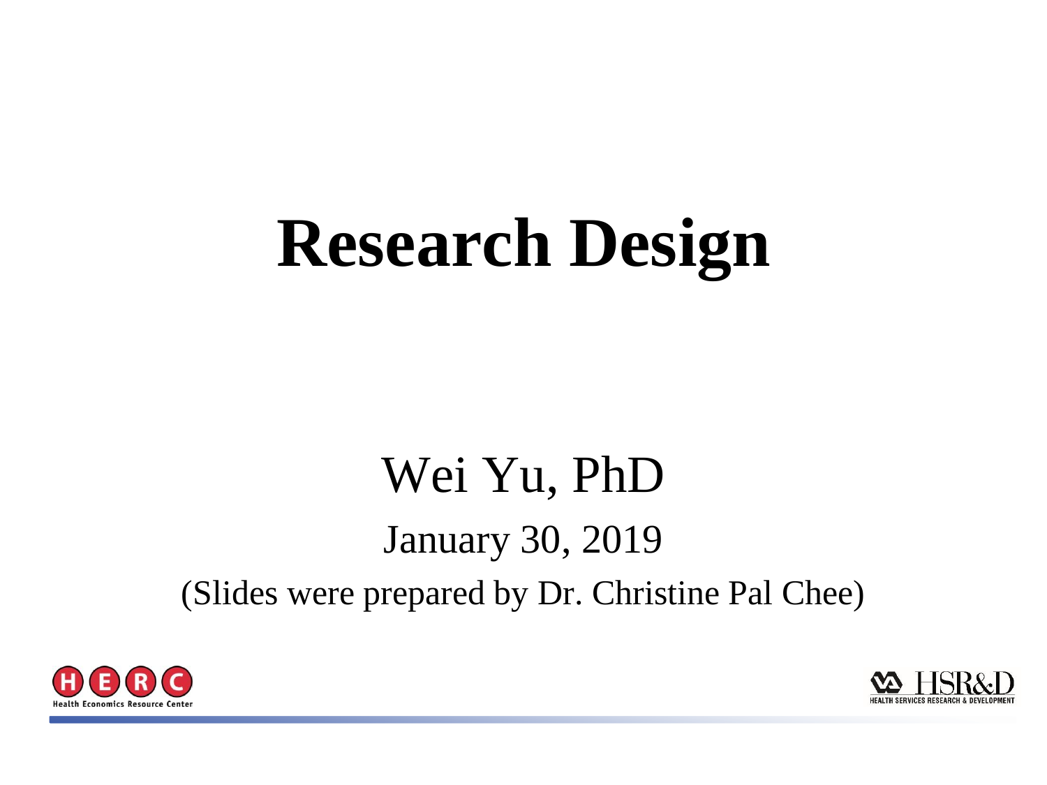# Research Design

Wei Yu, PhD

January 30, 2019

(Slides were prepared by Dr. Christine Pal Chee)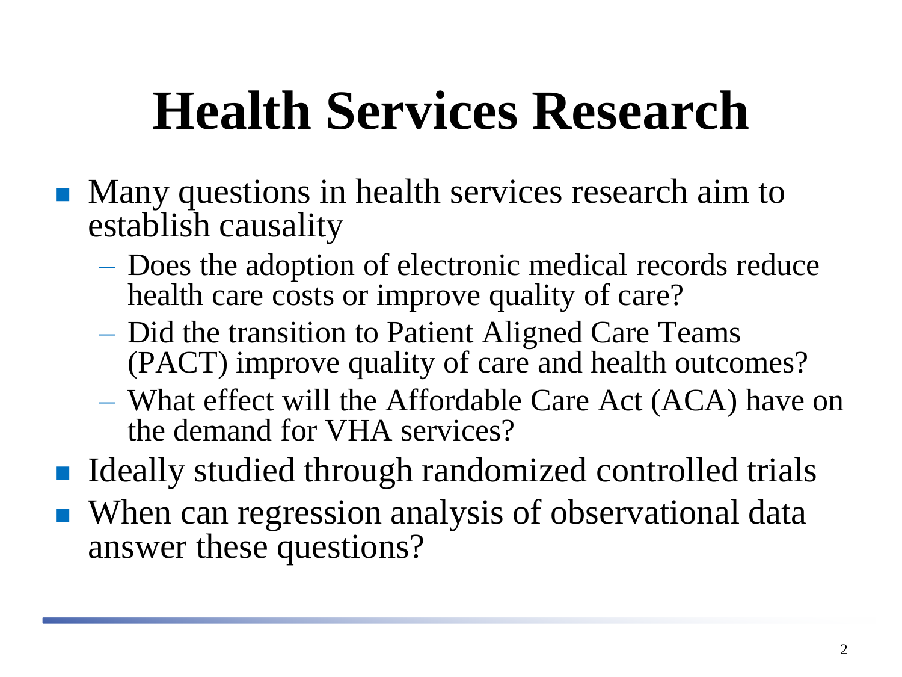# Health Services Research

- Many questions in health services research aim to establish causality
  - Does the adoption of electronic medical records reduce health care costs or improve quality of care?
  - Did the transition to Patient Aligned Care Teams (PACT) improve quality of care and health outcomes?
  - What effect will the Affordable Care Act (ACA) have on the demand for VHA services?
- Ideally studied through randomized controlled trials
- When can regression analysis of observational data answer these questions?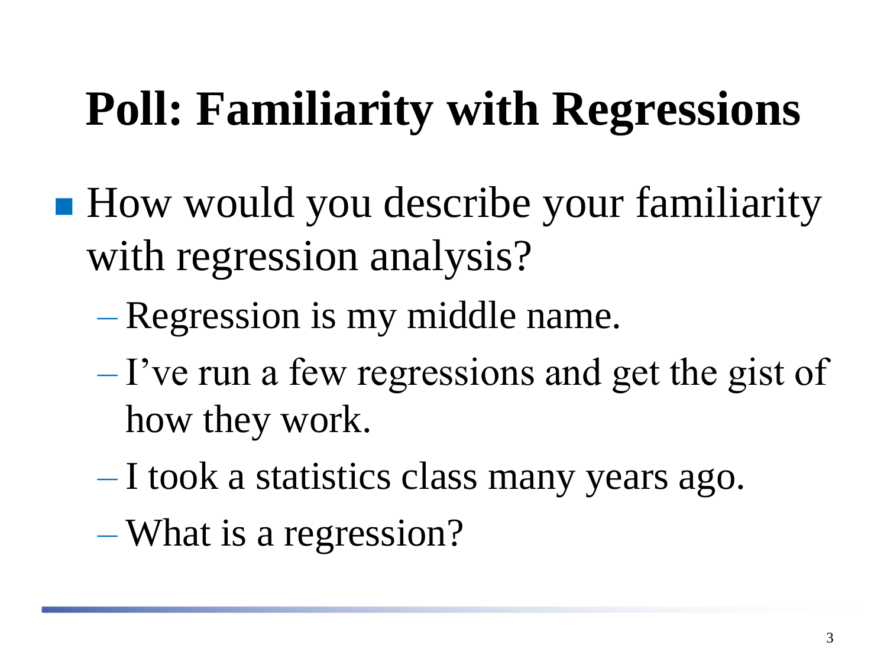# Poll: Familiarity with Regressions

- How would you describe your familiarity with regression analysis?
  - Regression is my middle name.
  - I've run a few regressions and get the gist of how they work.
  - I took a statistics class many years ago.
  - What is a regression?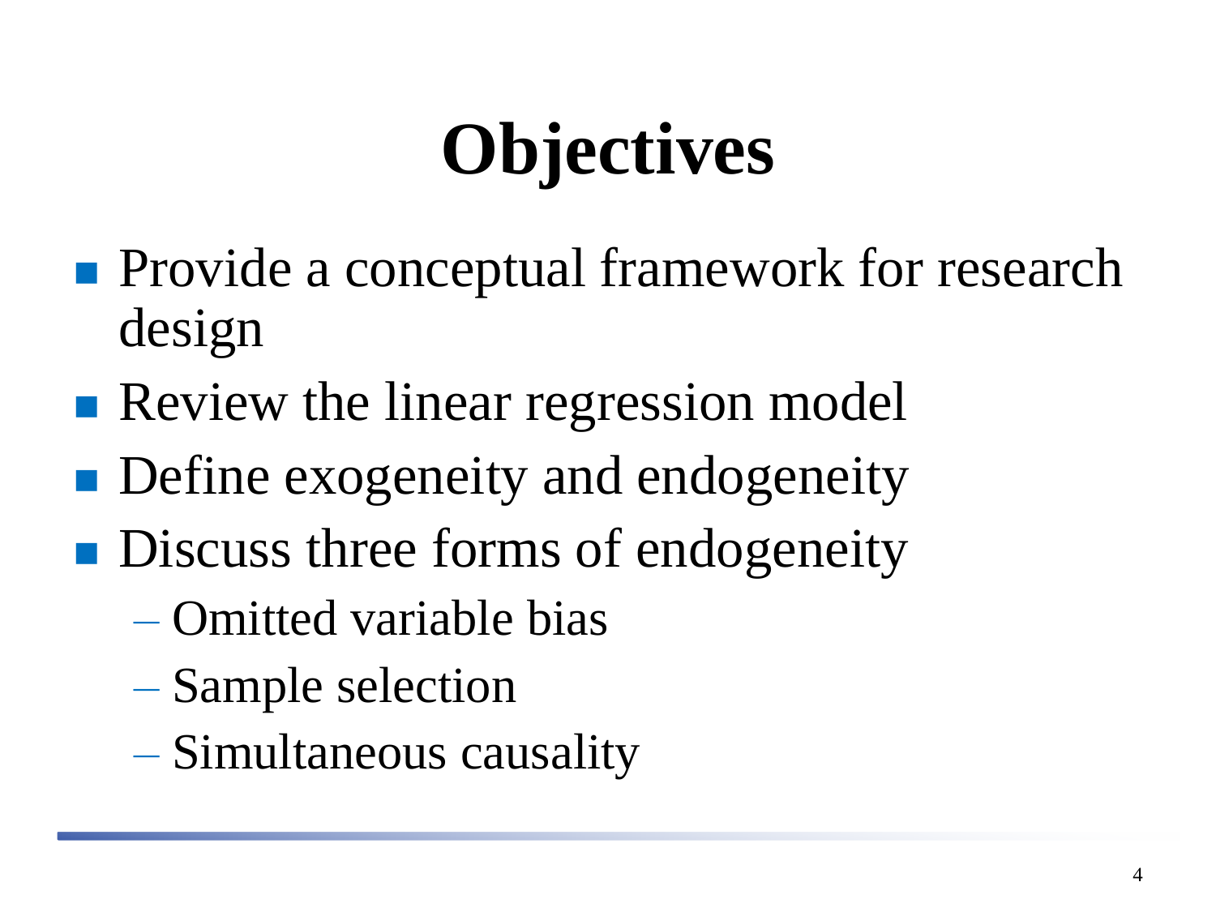# Objectives

- Provide a conceptual framework for research design
- Review the linear regression model
- Define exogeneity and endogeneity
- Discuss three forms of endogeneity
  - Omitted variable bias
  - Sample selection
  - Simultaneous causality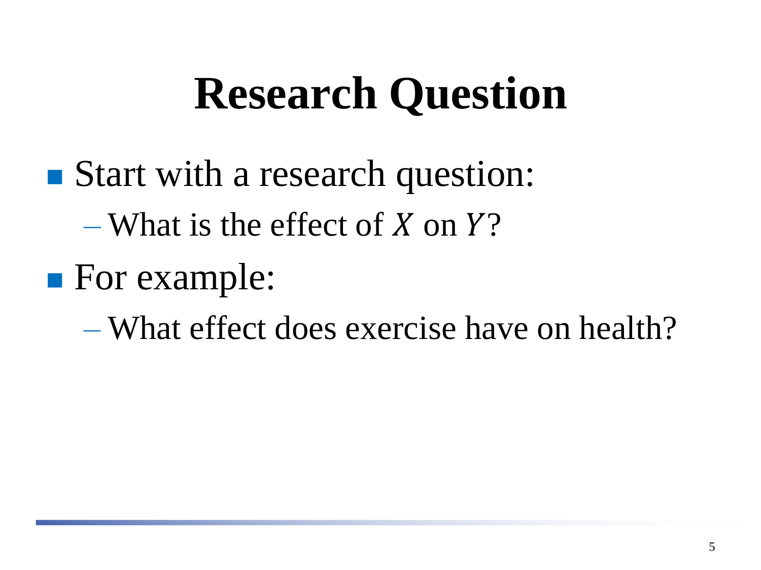# Research Question

- Start with a research question:
  - What is the effect of $X$ on $Y$?
- For example:
  - What effect does exercise have on health?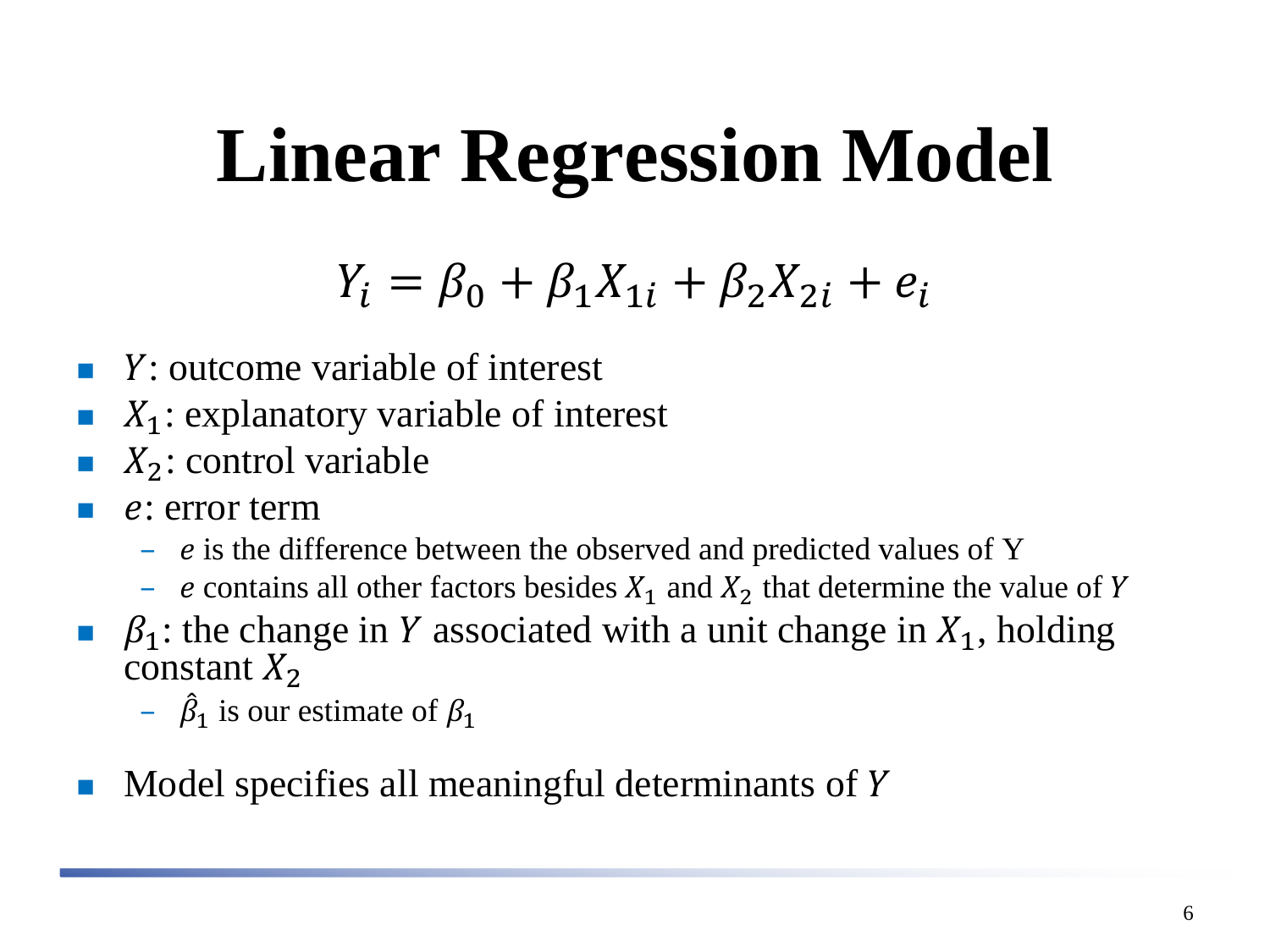# Linear Regression Model

$$Y_i = \beta_0 + \beta_1 X_{1i} + \beta_2 X_{2i} + e_i$$

- $Y$: outcome variable of interest
- $X_1$: explanatory variable of interest
- $X_2$: control variable
- $e$: error term
  - $e$ is the difference between the observed and predicted values of Y
  - $e$ contains all other factors besides $X_1$ and $X_2$ that determine the value of $Y$
- $\beta_1$: the change in $Y$ associated with a unit change in $X_1$, holding constant $X_2$
  - $\hat{\beta}_1$ is our estimate of $\beta_1$
- Model specifies all meaningful determinants of $Y$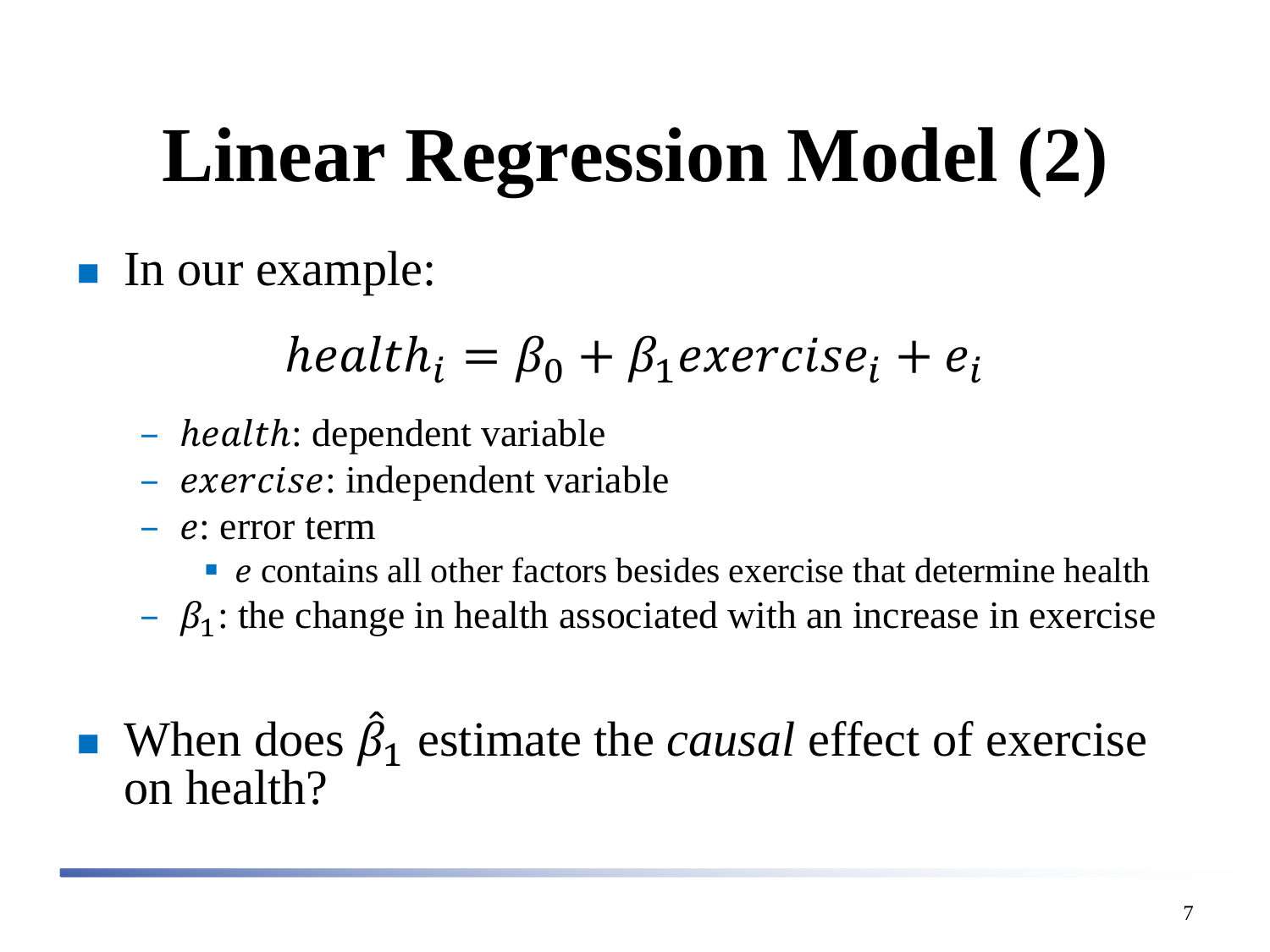# Linear Regression Model (2)

- In our example:

$$health_i = \beta_0 + \beta_1 exercise_i + e_i$$

  - $health$: dependent variable
  - $exercise$: independent variable
  - $e$: error term
    - $e$ contains all other factors besides exercise that determine health
  - $\beta_1$: the change in health associated with an increase in exercise

- When does $\hat{\beta}_1$ estimate the *causal* effect of exercise on health?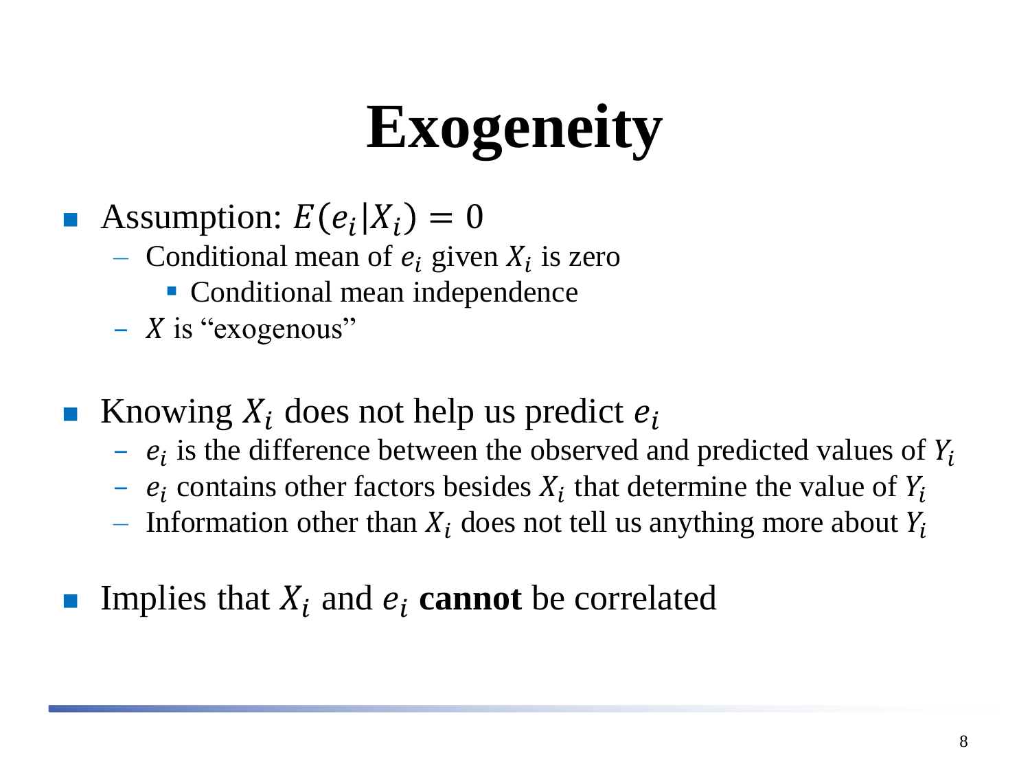# Exogeneity

- Assumption: $E(e_i|X_i) = 0$
  - Conditional mean of $e_i$ given $X_i$ is zero
    - Conditional mean independence
  - $X$ is "exogenous"

- Knowing $X_i$ does not help us predict $e_i$
  - $e_i$ is the difference between the observed and predicted values of $Y_i$
  - $e_i$ contains other factors besides $X_i$ that determine the value of $Y_i$
  - Information other than $X_i$ does not tell us anything more about $Y_i$

- Implies that $X_i$ and $e_i$ **cannot** be correlated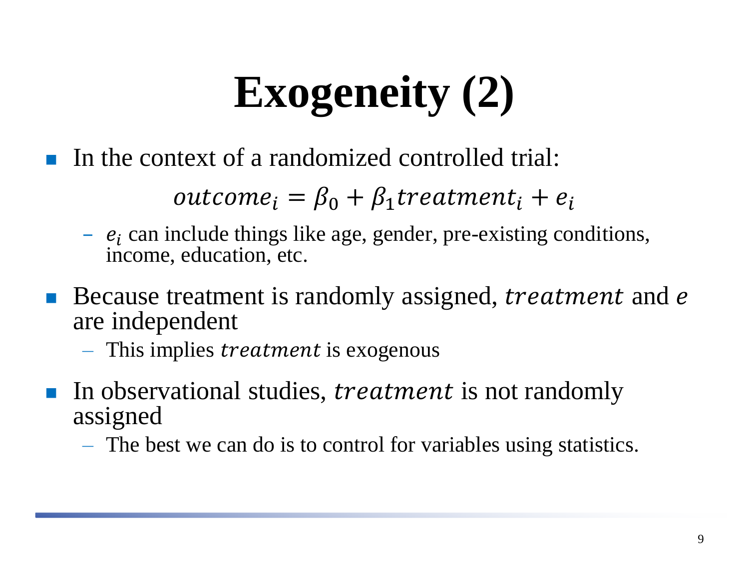# Exogeneity (2)

- In the context of a randomized controlled trial:

$$outcome_i = \beta_0 + \beta_1 treatment_i + e_i$$

  - $e_i$ can include things like age, gender, pre-existing conditions, income, education, etc.

- Because treatment is randomly assigned, $treatment$ and $e$ are independent
  - This implies $treatment$ is exogenous

- In observational studies, $treatment$ is not randomly assigned
  - The best we can do is to control for variables using statistics.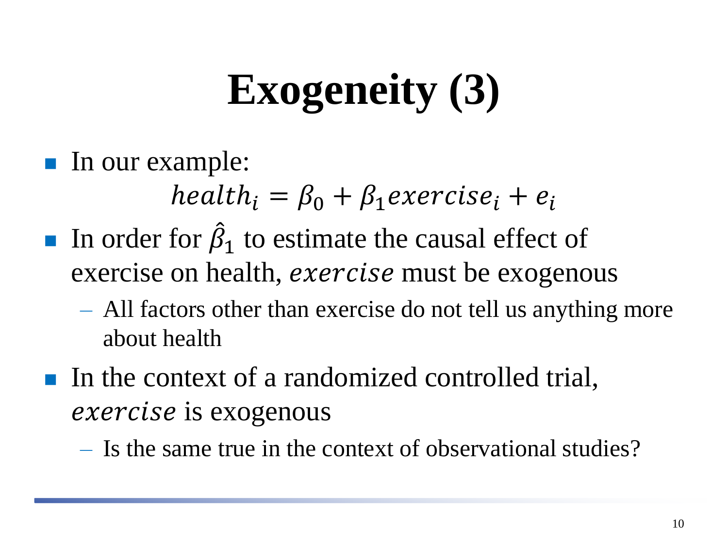# Exogeneity (3)

- In our example:

$$health_i = \beta_0 + \beta_1 exercise_i + e_i$$

- In order for $\hat{\beta}_1$ to estimate the causal effect of exercise on health, $exercise$ must be exogenous
  - All factors other than exercise do not tell us anything more about health
- In the context of a randomized controlled trial, $exercise$ is exogenous
  - Is the same true in the context of observational studies?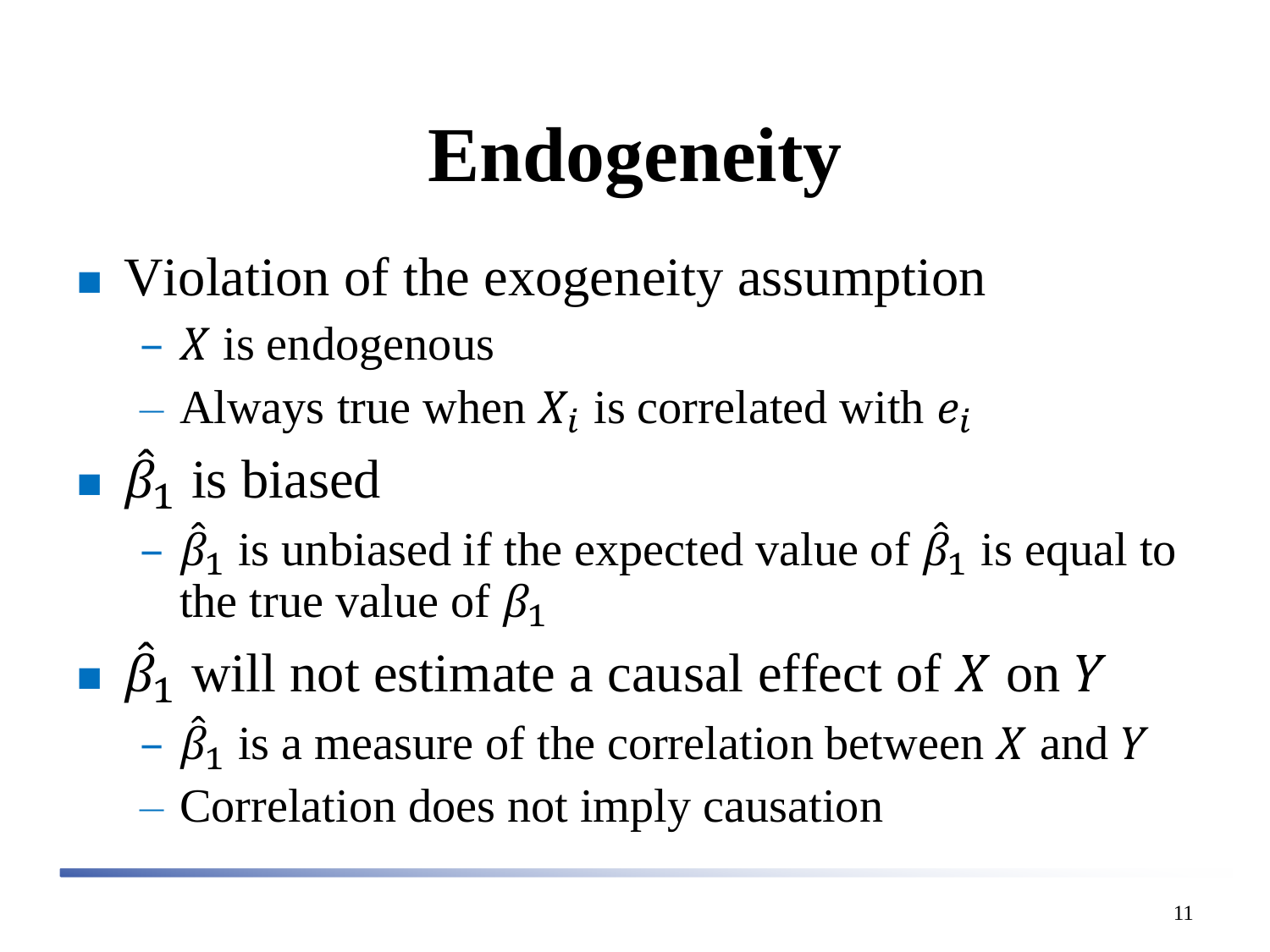# Endogeneity

- Violation of the exogeneity assumption
  - $X$ is endogenous
  - Always true when $X_i$ is correlated with $e_i$
- $\hat{\beta}_1$ is biased
  - $\hat{\beta}_1$ is unbiased if the expected value of $\hat{\beta}_1$ is equal to the true value of $\beta_1$
- $\hat{\beta}_1$ will not estimate a causal effect of $X$ on $Y$
  - $\hat{\beta}_1$ is a measure of the correlation between $X$ and $Y$
  - Correlation does not imply causation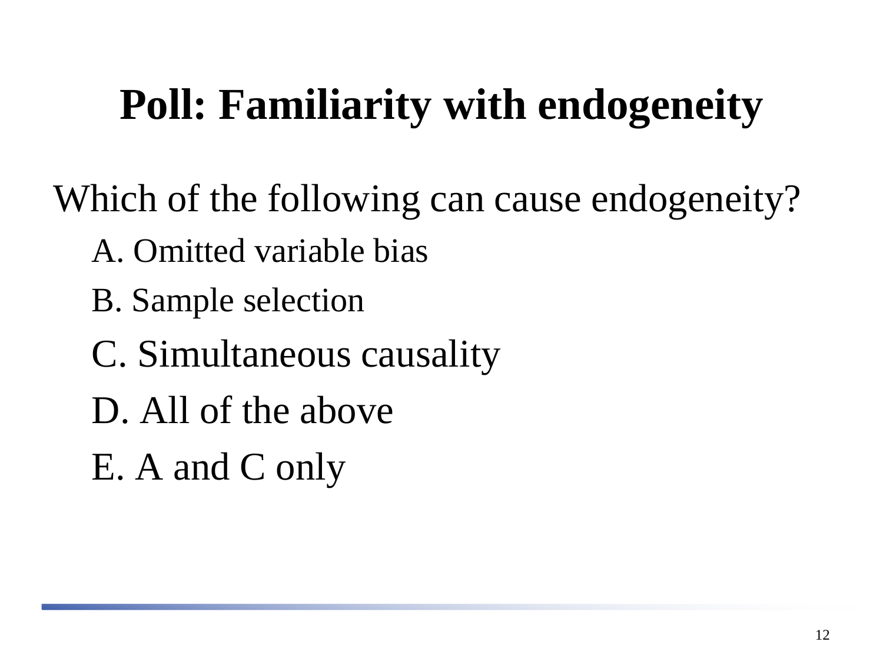# Poll: Familiarity with endogeneity

Which of the following can cause endogeneity?

A. Omitted variable bias

B. Sample selection

C. Simultaneous causality

D. All of the above

E. A and C only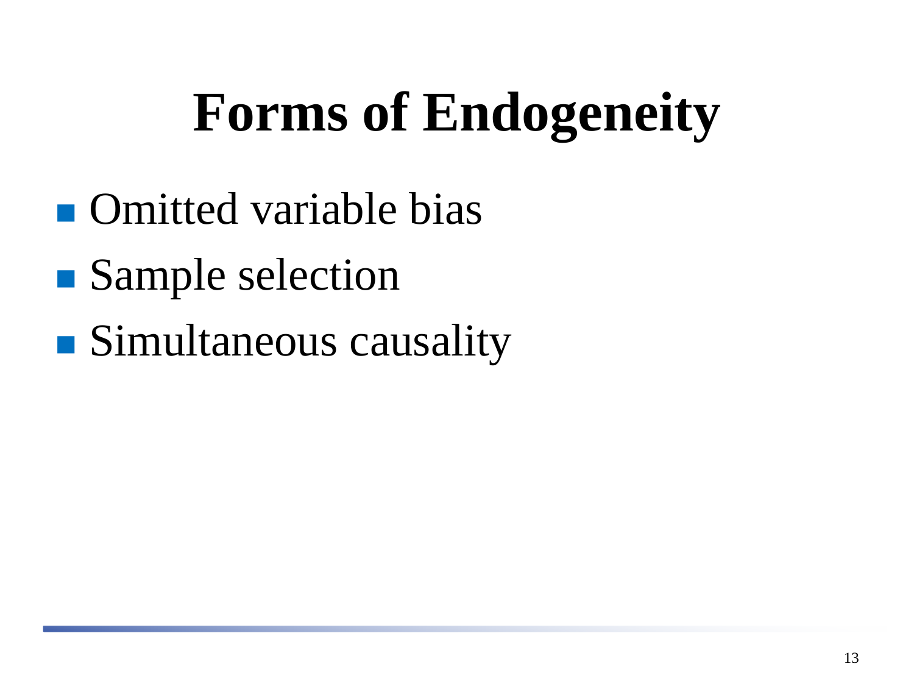# Forms of Endogeneity

- Omitted variable bias
- Sample selection
- Simultaneous causality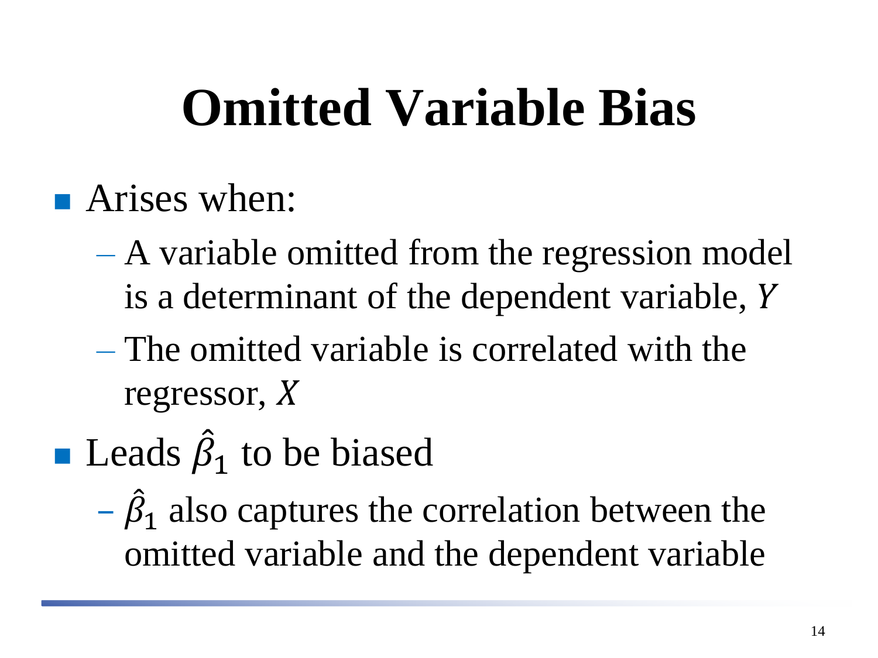# Omitted Variable Bias

- Arises when:
  - A variable omitted from the regression model is a determinant of the dependent variable, $Y$
  - The omitted variable is correlated with the regressor, $X$
- Leads $\hat{\beta}_1$ to be biased
  - $\hat{\beta}_1$ also captures the correlation between the omitted variable and the dependent variable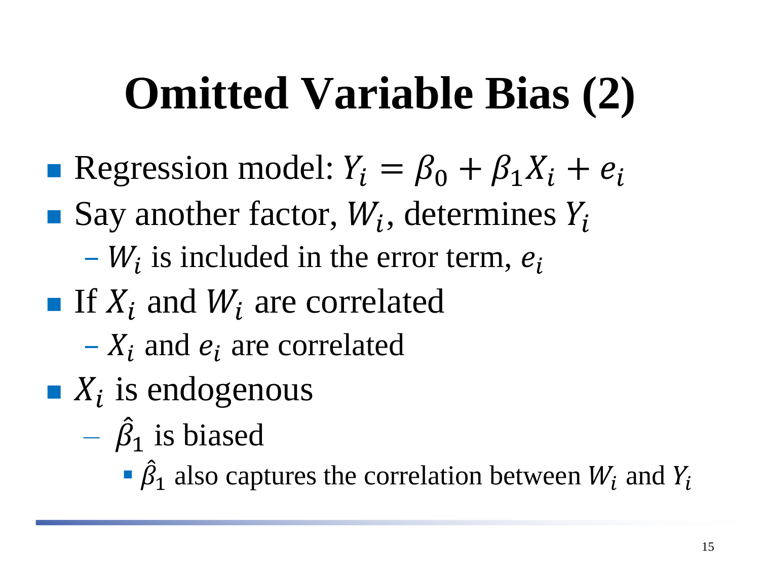# Omitted Variable Bias (2)

- Regression model: $Y_i = \beta_0 + \beta_1 X_i + e_i$
- Say another factor, $W_i$, determines $Y_i$
  - $W_i$ is included in the error term, $e_i$
- If $X_i$ and $W_i$ are correlated
  - $X_i$ and $e_i$ are correlated
- $X_i$ is endogenous
  - $\hat{\beta}_1$ is biased
    - $\hat{\beta}_1$ also captures the correlation between $W_i$ and $Y_i$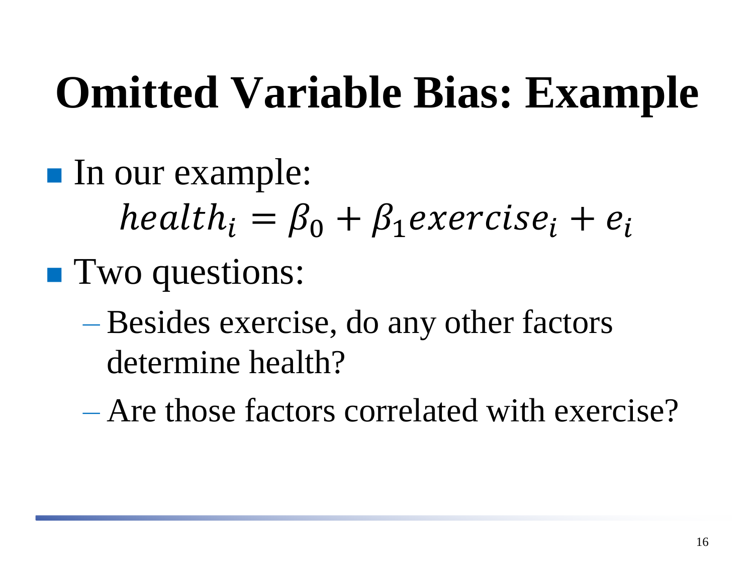# Omitted Variable Bias: Example

- In our example:

$$health_i = \beta_0 + \beta_1 exercise_i + e_i$$

- Two questions:
  - Besides exercise, do any other factors determine health?
  - Are those factors correlated with exercise?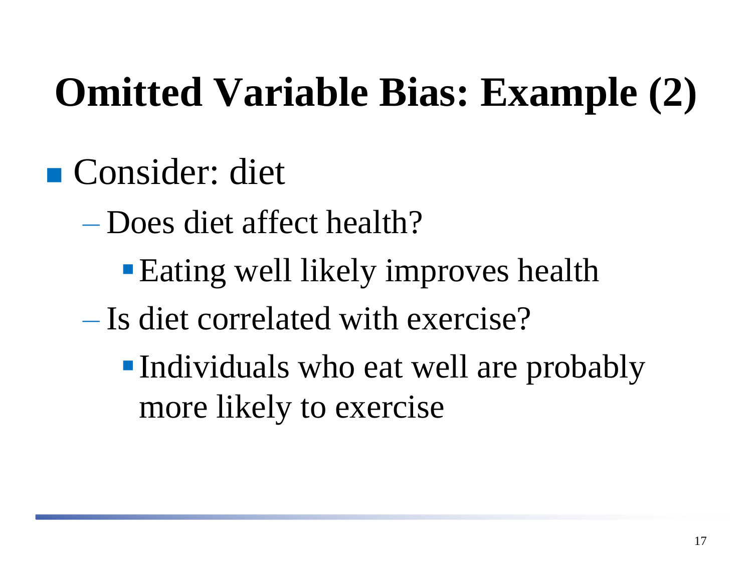# Omitted Variable Bias: Example (2)

- Consider: diet
  - Does diet affect health?
    - Eating well likely improves health
  - Is diet correlated with exercise?
    - Individuals who eat well are probably more likely to exercise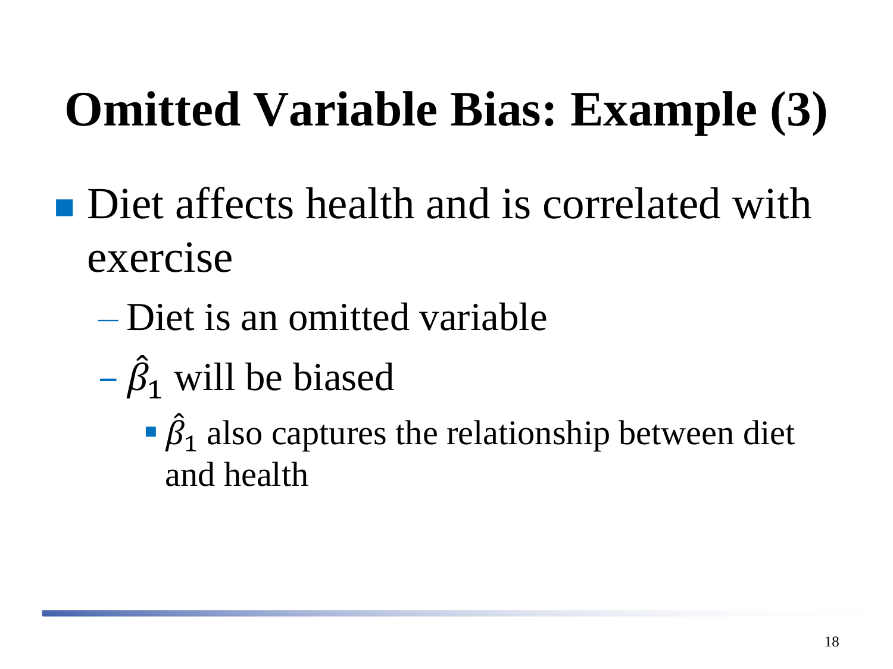# Omitted Variable Bias: Example (3)

- Diet affects health and is correlated with exercise
  - Diet is an omitted variable
  - $\hat{\beta}_1$ will be biased
    - $\hat{\beta}_1$ also captures the relationship between diet and health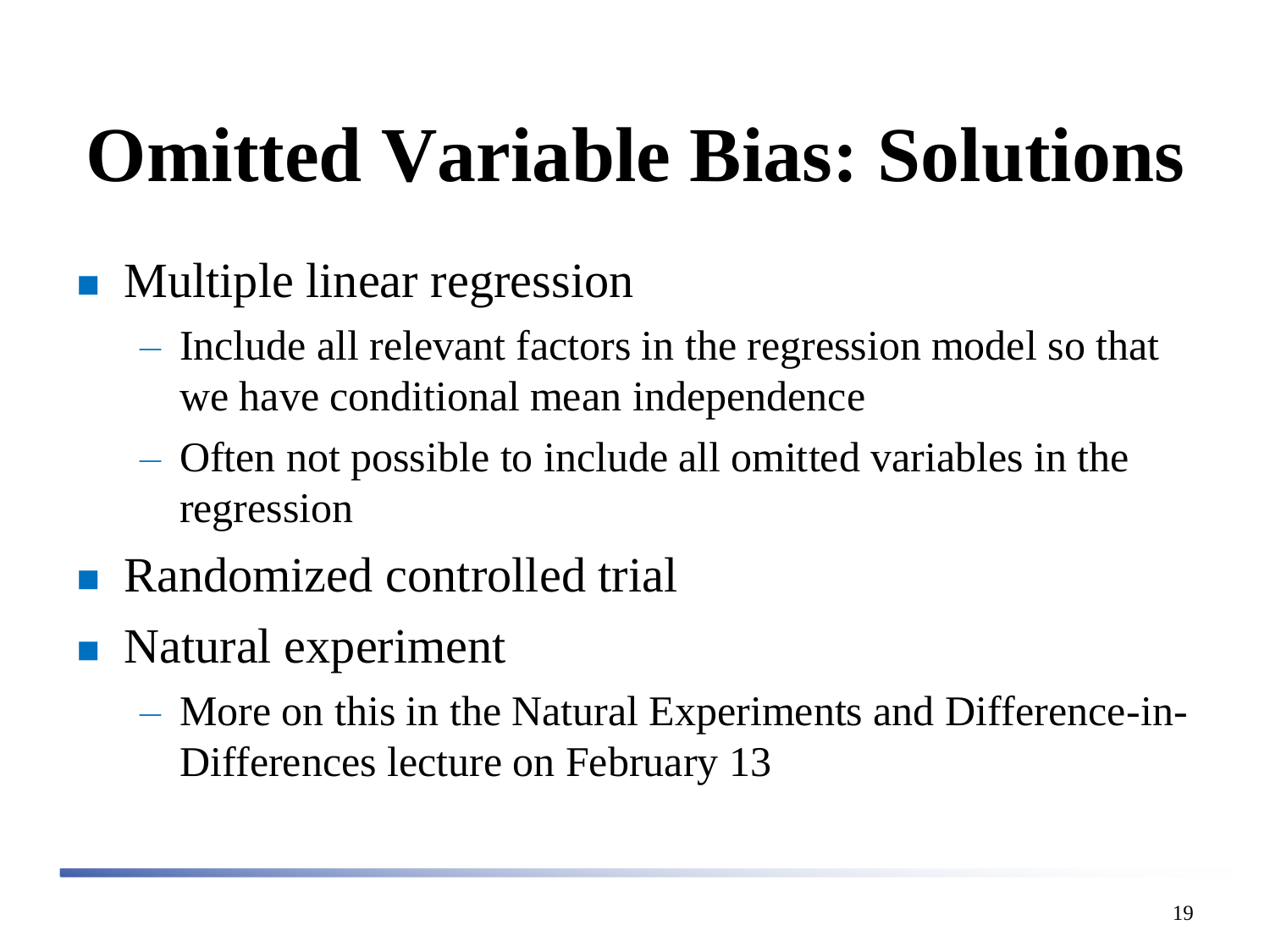# Omitted Variable Bias: Solutions

- Multiple linear regression
  - Include all relevant factors in the regression model so that we have conditional mean independence
  - Often not possible to include all omitted variables in the regression
- Randomized controlled trial
- Natural experiment
  - More on this in the Natural Experiments and Difference-in-Differences lecture on February 13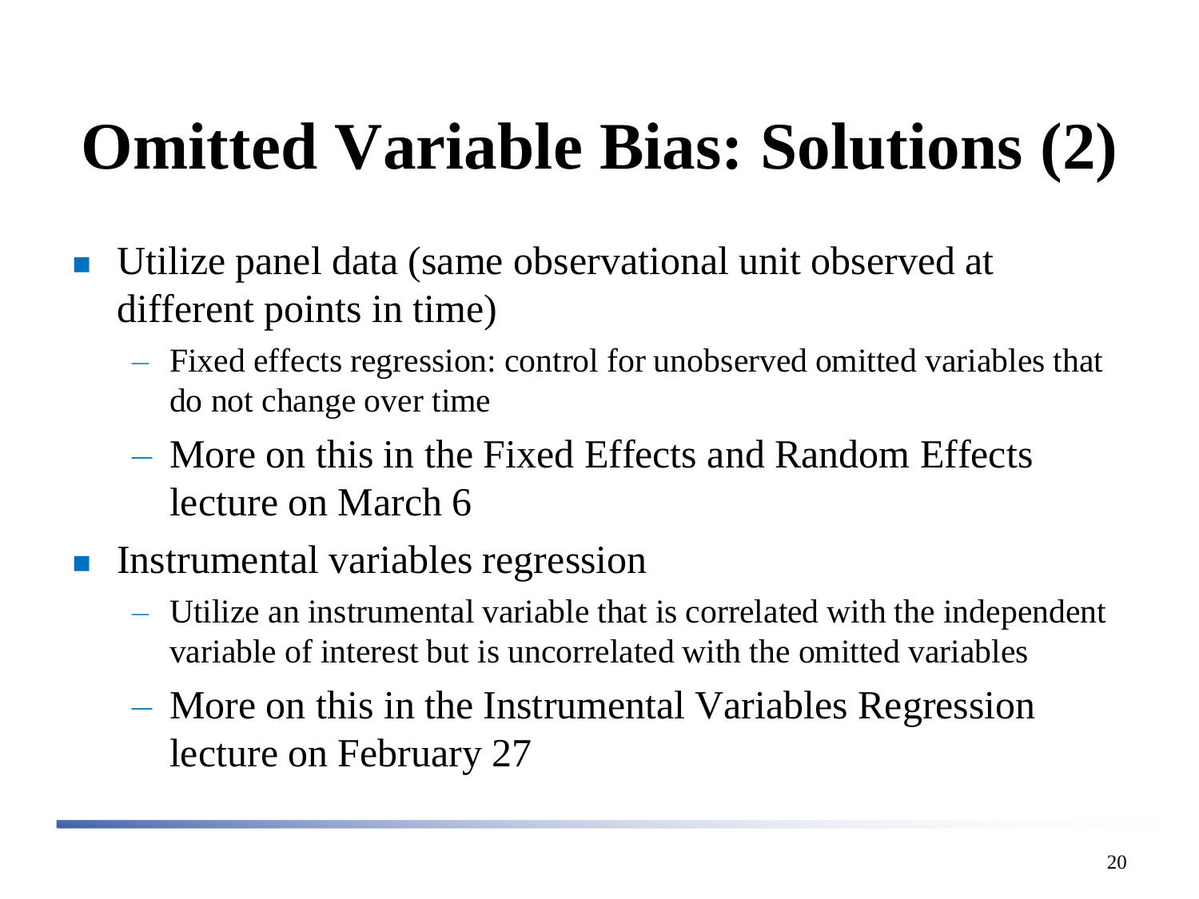# Omitted Variable Bias: Solutions (2)

- Utilize panel data (same observational unit observed at different points in time)
  - Fixed effects regression: control for unobserved omitted variables that do not change over time
  - More on this in the Fixed Effects and Random Effects lecture on March 6
- Instrumental variables regression
  - Utilize an instrumental variable that is correlated with the independent variable of interest but is uncorrelated with the omitted variables
  - More on this in the Instrumental Variables Regression lecture on February 27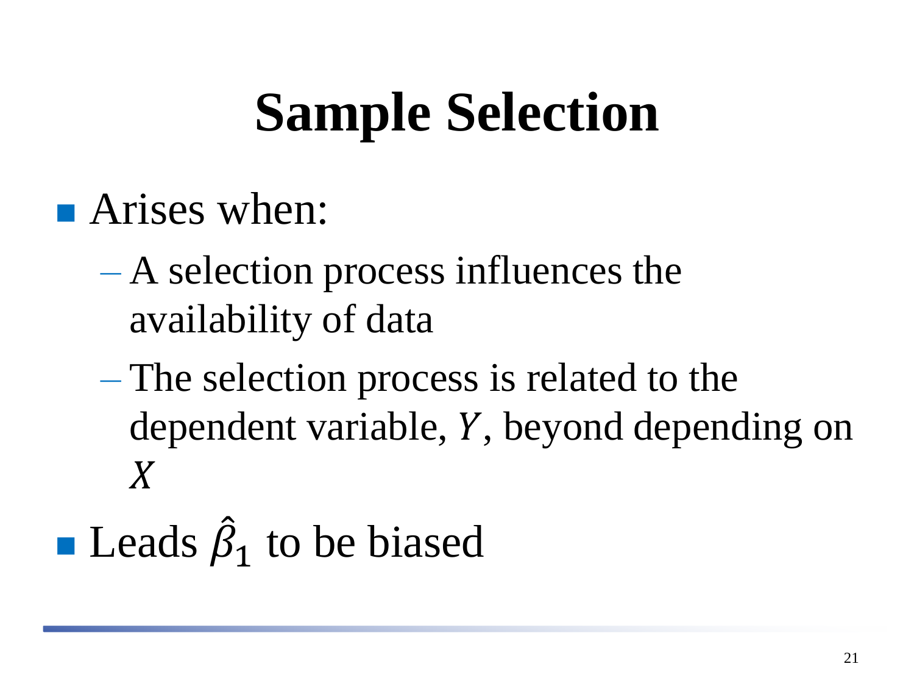# Sample Selection

- Arises when:
  - A selection process influences the availability of data
  - The selection process is related to the dependent variable, $Y$, beyond depending on $X$
- Leads $\hat{\beta}_1$ to be biased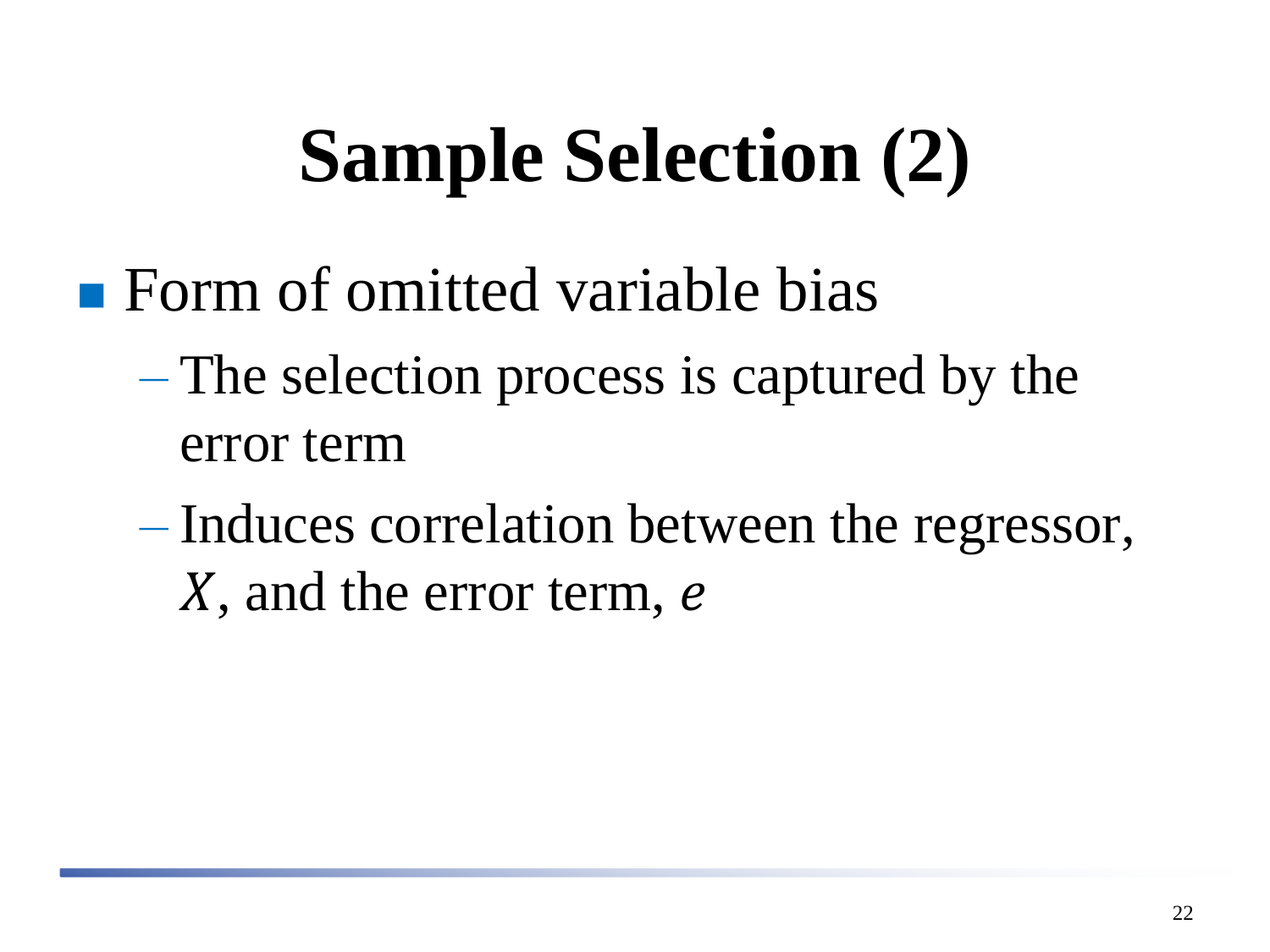# Sample Selection (2)

- Form of omitted variable bias
  - The selection process is captured by the error term
  - Induces correlation between the regressor, $X$, and the error term, $e$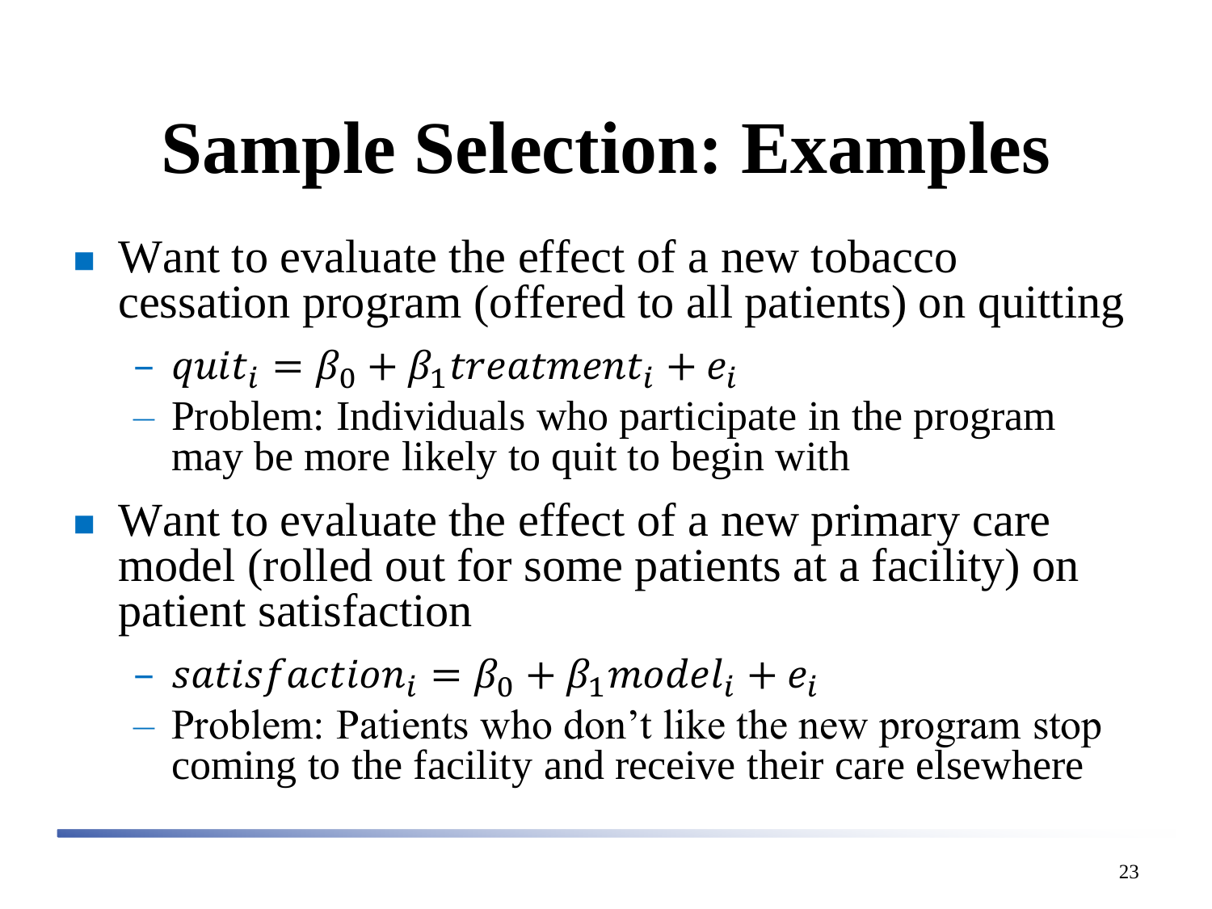# Sample Selection: Examples

- Want to evaluate the effect of a new tobacco cessation program (offered to all patients) on quitting
  - $quit_i = \beta_0 + \beta_1 treatment_i + e_i$
  - Problem: Individuals who participate in the program may be more likely to quit to begin with
- Want to evaluate the effect of a new primary care model (rolled out for some patients at a facility) on patient satisfaction
  - $satisfaction_i = \beta_0 + \beta_1 model_i + e_i$
  - Problem: Patients who don't like the new program stop coming to the facility and receive their care elsewhere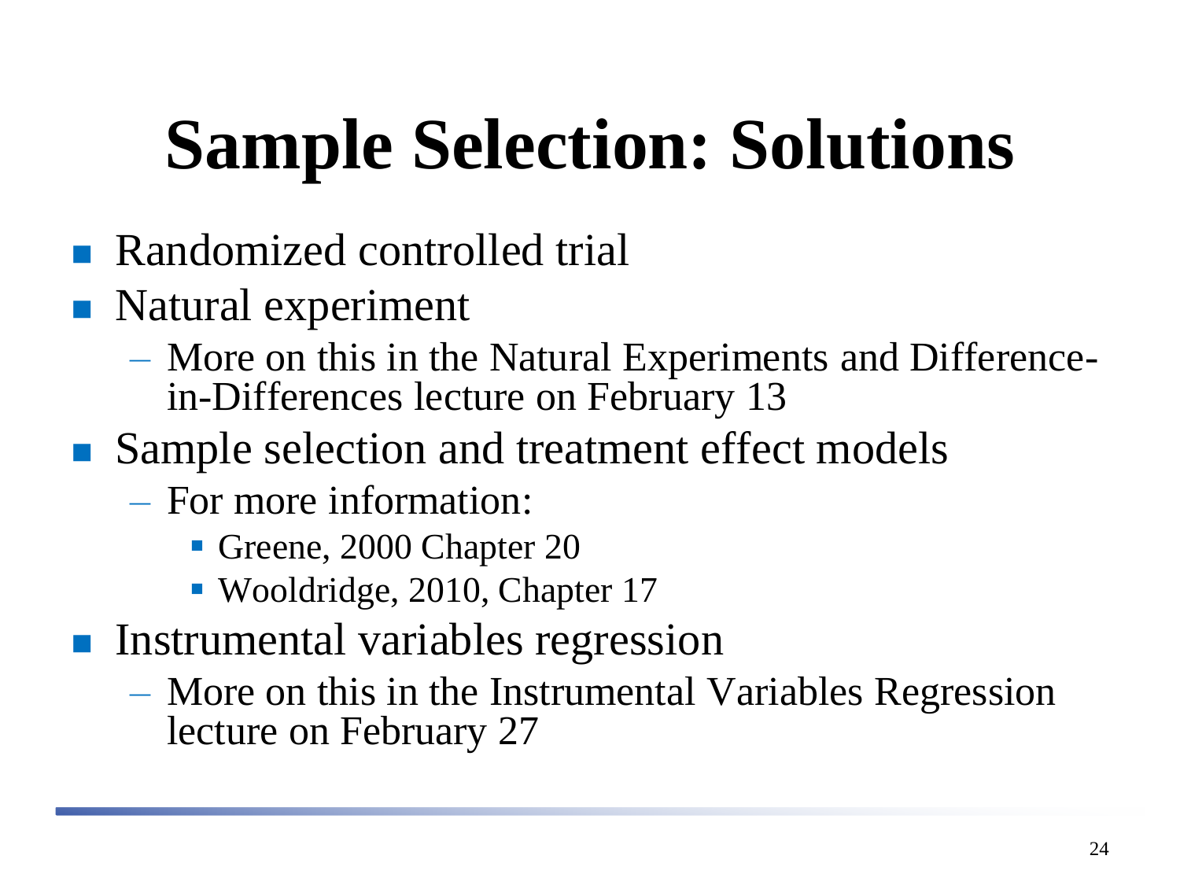# Sample Selection: Solutions

- Randomized controlled trial
- Natural experiment
  - More on this in the Natural Experiments and Difference-in-Differences lecture on February 13
- Sample selection and treatment effect models
  - For more information:
    - Greene, 2000 Chapter 20
    - Wooldridge, 2010, Chapter 17
- Instrumental variables regression
  - More on this in the Instrumental Variables Regression lecture on February 27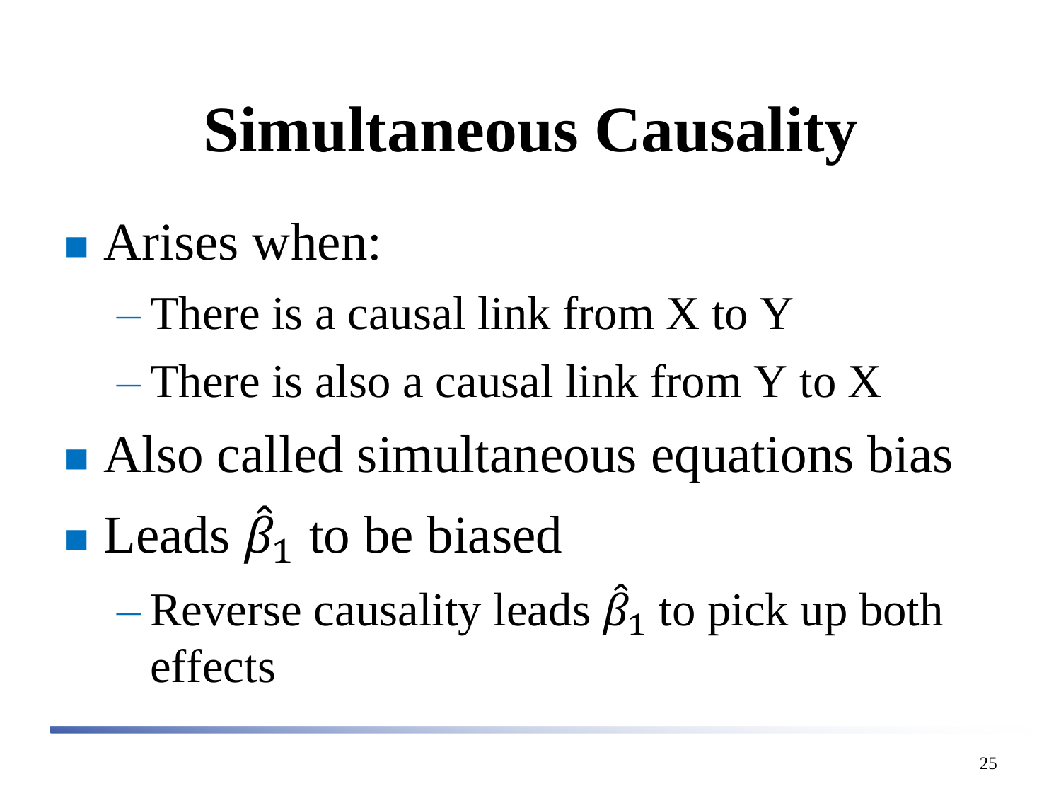# Simultaneous Causality

- Arises when:
  - There is a causal link from X to Y
  - There is also a causal link from Y to X
- Also called simultaneous equations bias
- Leads $\hat{\beta}_1$ to be biased
  - Reverse causality leads $\hat{\beta}_1$ to pick up both effects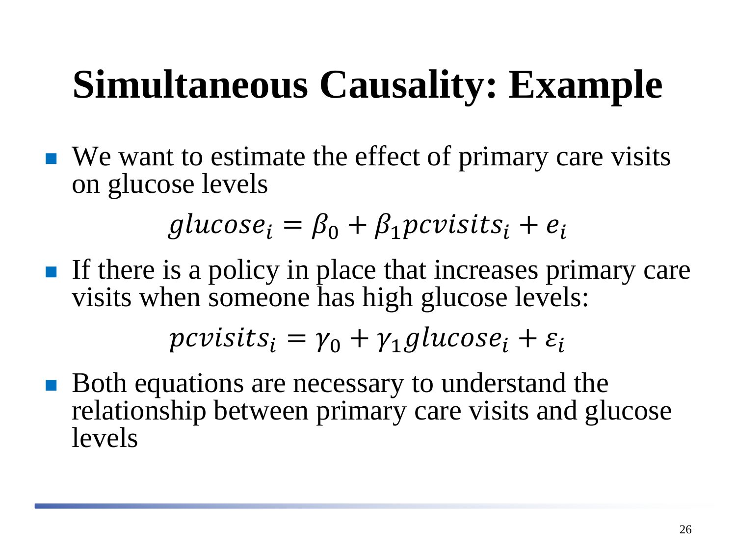# Simultaneous Causality: Example

- We want to estimate the effect of primary care visits on glucose levels

$$glucose_i = \beta_0 + \beta_1 pcvisits_i + e_i$$

- If there is a policy in place that increases primary care visits when someone has high glucose levels:

$$pcvisits_i = \gamma_0 + \gamma_1 glucose_i + \varepsilon_i$$

- Both equations are necessary to understand the relationship between primary care visits and glucose levels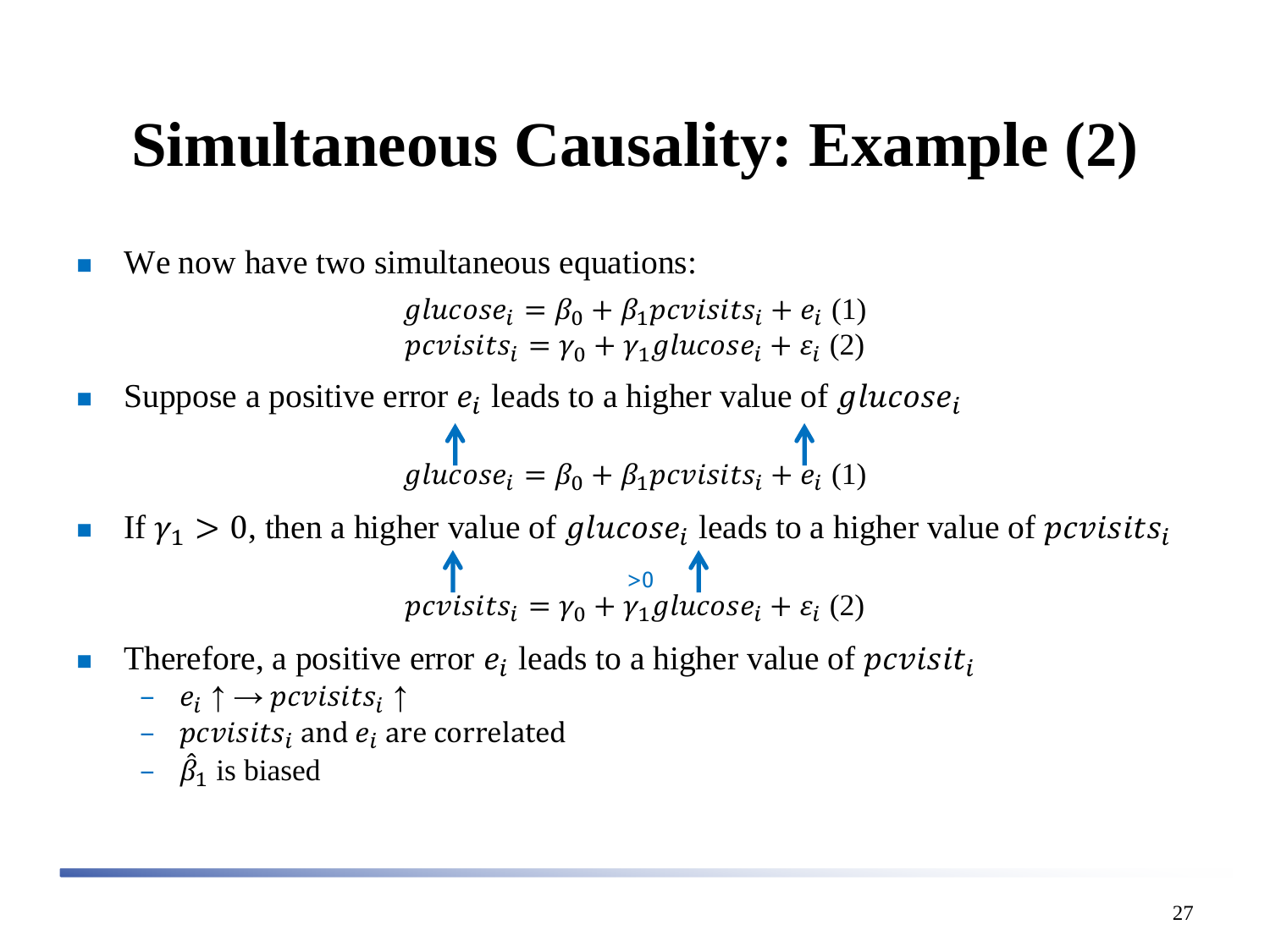# Simultaneous Causality: Example (2)

- We now have two simultaneous equations:

$$glucose_i = \beta_0 + \beta_1 pcvisits_i + e_i \text{ (1)}$$
$$pcvisits_i = \gamma_0 + \gamma_1 glucose_i + \varepsilon_i \text{ (2)}$$

- Suppose a positive error $e_i$ leads to a higher value of $glucose_i$

$$glucose_i = \beta_0 + \beta_1 pcvisits_i + e_i \text{ (1)}$$

- If $\gamma_1 > 0$, then a higher value of $glucose_i$ leads to a higher value of $pcvisits_i$

$$pcvisits_i = \gamma_0 + \gamma_1 glucose_i + \varepsilon_i \text{ (2)}$$

- Therefore, a positive error $e_i$ leads to a higher value of $pcvisit_i$
  - $e_i \uparrow \rightarrow pcvisits_i \uparrow$
  - $pcvisits_i$ and $e_i$ are correlated
  - $\hat{\beta}_1$ is biased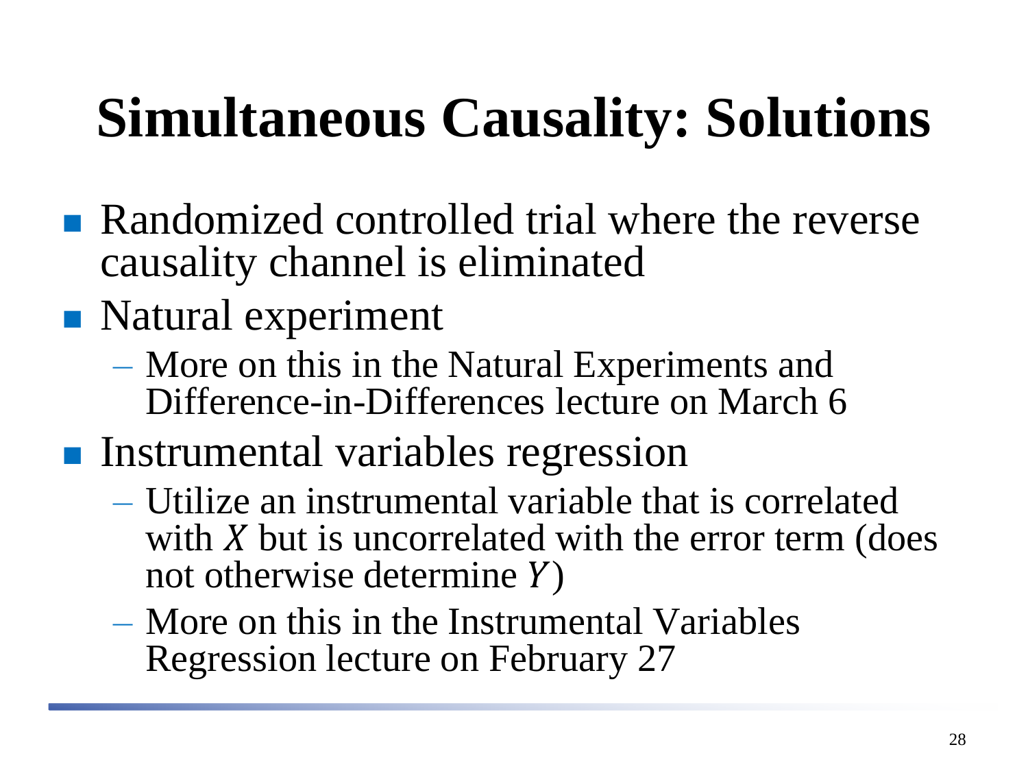# Simultaneous Causality: Solutions

- Randomized controlled trial where the reverse causality channel is eliminated
- Natural experiment
  - More on this in the Natural Experiments and Difference-in-Differences lecture on March 6
- Instrumental variables regression
  - Utilize an instrumental variable that is correlated with $X$ but is uncorrelated with the error term (does not otherwise determine $Y$)
  - More on this in the Instrumental Variables Regression lecture on February 27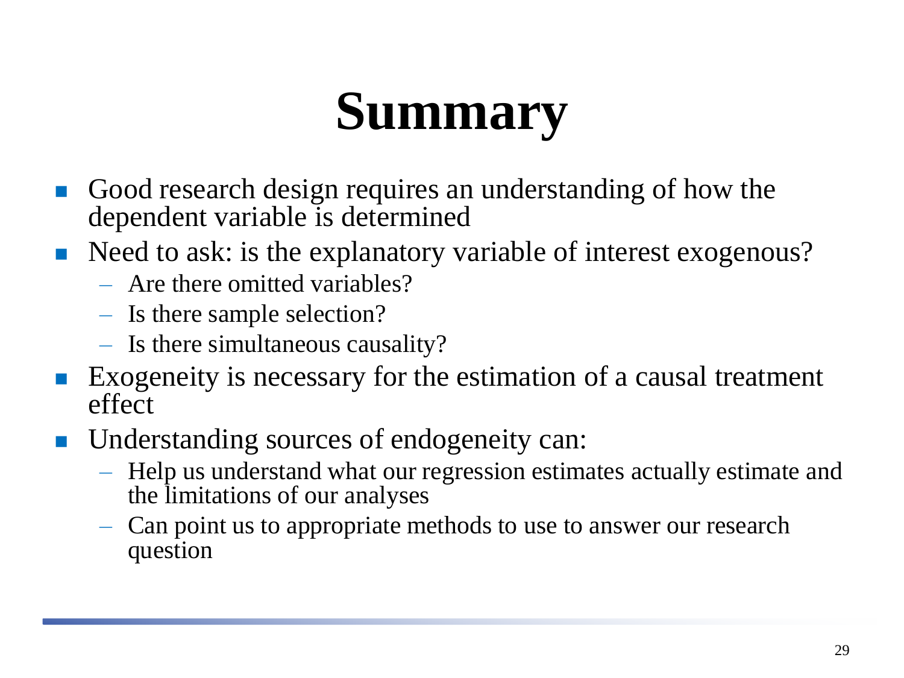# Summary

- Good research design requires an understanding of how the dependent variable is determined
- Need to ask: is the explanatory variable of interest exogenous?
  - Are there omitted variables?
  - Is there sample selection?
  - Is there simultaneous causality?
- Exogeneity is necessary for the estimation of a causal treatment effect
- Understanding sources of endogeneity can:
  - Help us understand what our regression estimates actually estimate and the limitations of our analyses
  - Can point us to appropriate methods to use to answer our research question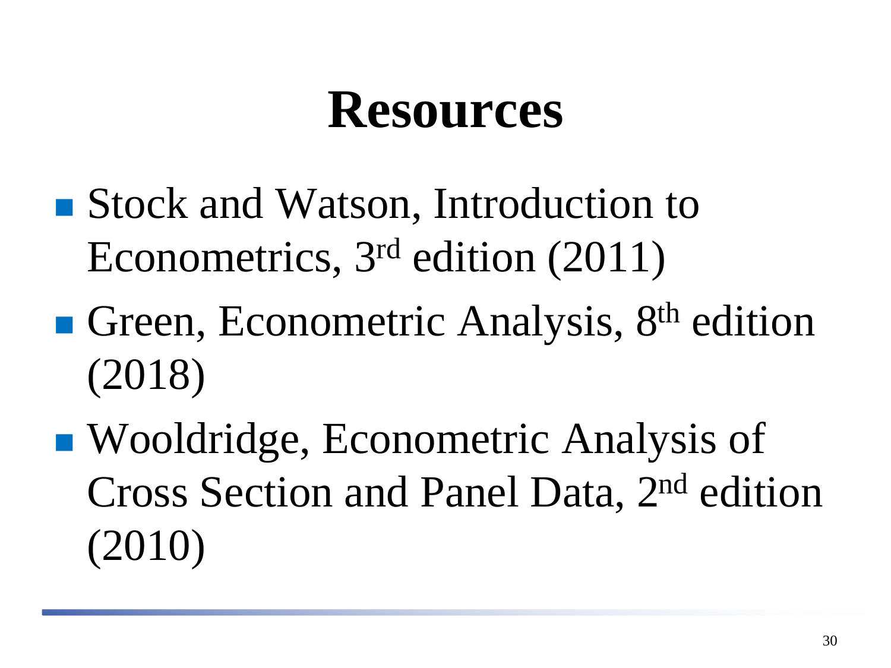# Resources

- Stock and Watson, Introduction to Econometrics, 3rd edition (2011)
- Green, Econometric Analysis, 8th edition (2018)
- Wooldridge, Econometric Analysis of Cross Section and Panel Data, 2nd edition (2010)